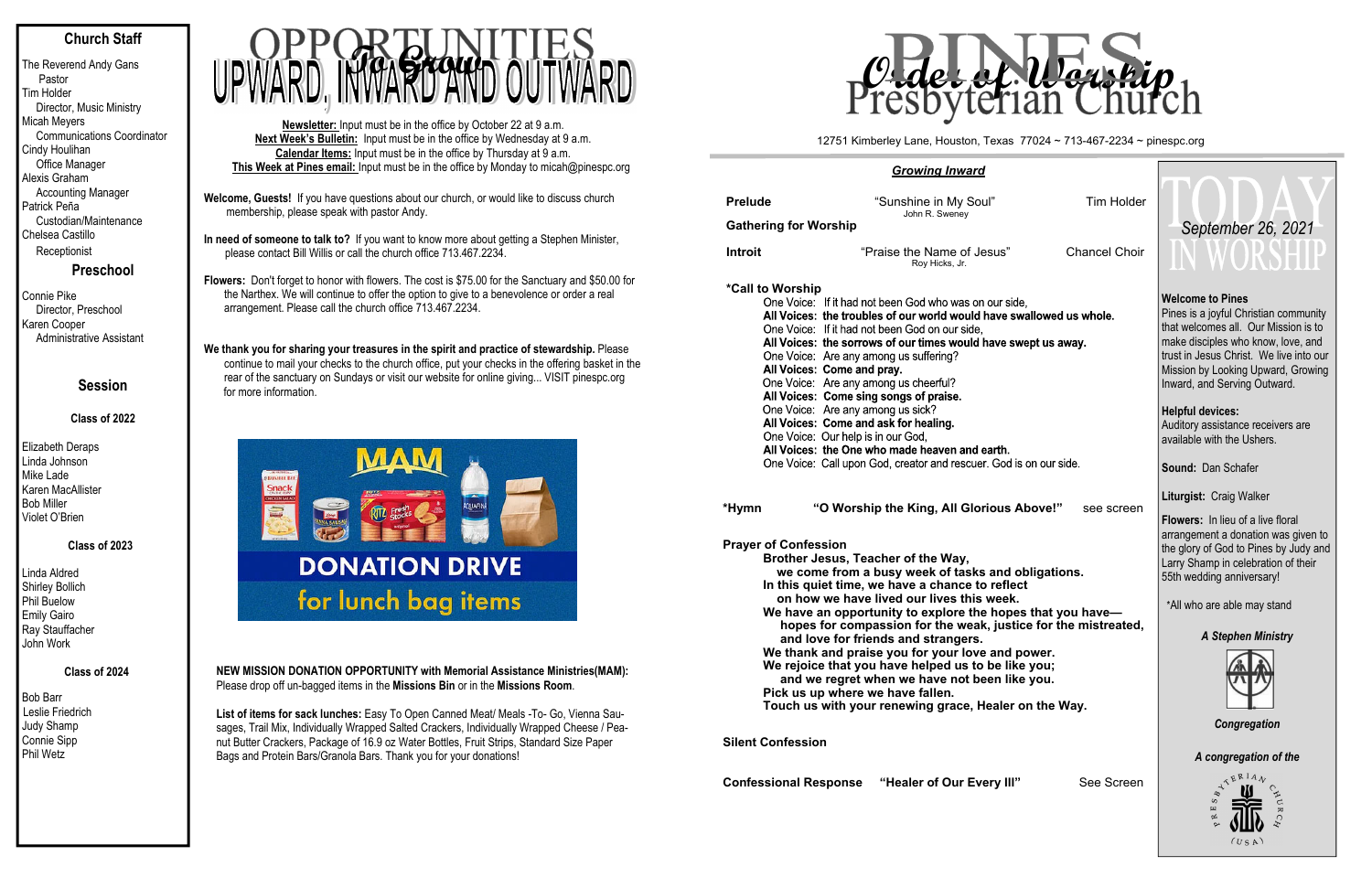## Church Staff

The Reverend Andy Gans
Pastor
Tim Holder
Director, Music Ministry
Micah Meyers
Communications Coordinator
Cindy Houlihan
Office Manager
Alexis Graham
Accounting Manager
Patrick Peña
Custodian/Maintenance
Chelsea Castillo
Receptionist

## Preschool

Connie Pike
Director, Preschool
Karen Cooper
Administrative Assistant

## Session

### Class of 2022

Elizabeth Deraps
Linda Johnson
Mike Lade
Karen MacAllister
Bob Miller
Violet O'Brien

### Class of 2023

Linda Aldred
Shirley Bollich
Phil Buelow
Emily Gairo
Ray Stauffacher
John Work

### Class of 2024

Bob Barr
Leslie Friedrich
Judy Shamp
Connie Sipp
Phil Wetz

# OPPORTUNITIES To Grow UPWARD, INWARD AND OUTWARD

**Newsletter:** Input must be in the office by October 22 at 9 a.m.
**Next Week's Bulletin:** Input must be in the office by Wednesday at 9 a.m.
**Calendar Items:** Input must be in the office by Thursday at 9 a.m.
**This Week at Pines email:** Input must be in the office by Monday to micah@pinespc.org

**Welcome, Guests!** If you have questions about our church, or would like to discuss church membership, please speak with pastor Andy.

**In need of someone to talk to?** If you want to know more about getting a Stephen Minister, please contact Bill Willis or call the church office 713.467.2234.

**Flowers:** Don't forget to honor with flowers. The cost is $75.00 for the Sanctuary and $50.00 for the Narthex. We will continue to offer the option to give to a benevolence or order a real arrangement. Please call the church office 713.467.2234.

**We thank you for sharing your treasures in the spirit and practice of stewardship.** Please continue to mail your checks to the church office, put your checks in the offering basket in the rear of the sanctuary on Sundays or visit our website for online giving... VISIT pinespc.org for more information.

MAM
DONATION DRIVE
for lunch bag items

**NEW MISSION DONATION OPPORTUNITY with Memorial Assistance Ministries(MAM):** Please drop off un-bagged items in the **Missions Bin** or in the **Missions Room**.

**List of items for sack lunches:** Easy To Open Canned Meat/ Meals -To- Go, Vienna Sausages, Trail Mix, Individually Wrapped Salted Crackers, Individually Wrapped Cheese / Peanut Butter Crackers, Package of 16.9 oz Water Bottles, Fruit Strips, Standard Size Paper Bags and Protein Bars/Granola Bars. Thank you for your donations!

# PINES Presbyterian Church — Order of Worship

12751 Kimberley Lane, Houston, Texas 77024 ~ 713-467-2234 ~ pinespc.org

### *Growing Inward*

**Prelude** — "Sunshine in My Soul" (John R. Sweney) — Tim Holder

**Gathering for Worship**

**Introit** — "Praise the Name of Jesus" (Roy Hicks, Jr.) — Chancel Choir

**\*Call to Worship**

One Voice: If it had not been God who was on our side,
**All Voices: the troubles of our world would have swallowed us whole.**
One Voice: If it had not been God on our side,
**All Voices: the sorrows of our times would have swept us away.**
One Voice: Are any among us suffering?
**All Voices: Come and pray.**
One Voice: Are any among us cheerful?
**All Voices: Come sing songs of praise.**
One Voice: Are any among us sick?
**All Voices: Come and ask for healing.**
One Voice: Our help is in our God,
**All Voices: the One who made heaven and earth.**
One Voice: Call upon God, creator and rescuer. God is on our side.

**\*Hymn** — **"O Worship the King, All Glorious Above!"** — see screen

**Prayer of Confession**

**Brother Jesus, Teacher of the Way,
we come from a busy week of tasks and obligations.
In this quiet time, we have a chance to reflect
on how we have lived our lives this week.
We have an opportunity to explore the hopes that you have—
hopes for compassion for the weak, justice for the mistreated,
and love for friends and strangers.
We thank and praise you for your love and power.
We rejoice that you have helped us to be like you;
and we regret when we have not been like you.
Pick us up where we have fallen.
Touch us with your renewing grace, Healer on the Way.**

**Silent Confession**

**Confessional Response** — **"Healer of Our Every Ill"** — See Screen

# TODAY IN WORSHIP

*September 26, 2021*

**Welcome to Pines**
Pines is a joyful Christian community that welcomes all. Our Mission is to make disciples who know, love, and trust in Jesus Christ. We live into our Mission by Looking Upward, Growing Inward, and Serving Outward.

**Helpful devices:**
Auditory assistance receivers are available with the Ushers.

**Sound:** Dan Schafer

**Liturgist:** Craig Walker

**Flowers:** In lieu of a live floral arrangement a donation was given to the glory of God to Pines by Judy and Larry Shamp in celebration of their 55th wedding anniversary!

\*All who are able may stand

***A Stephen Ministry Congregation***

*A congregation of the* Presbyterian Church (USA)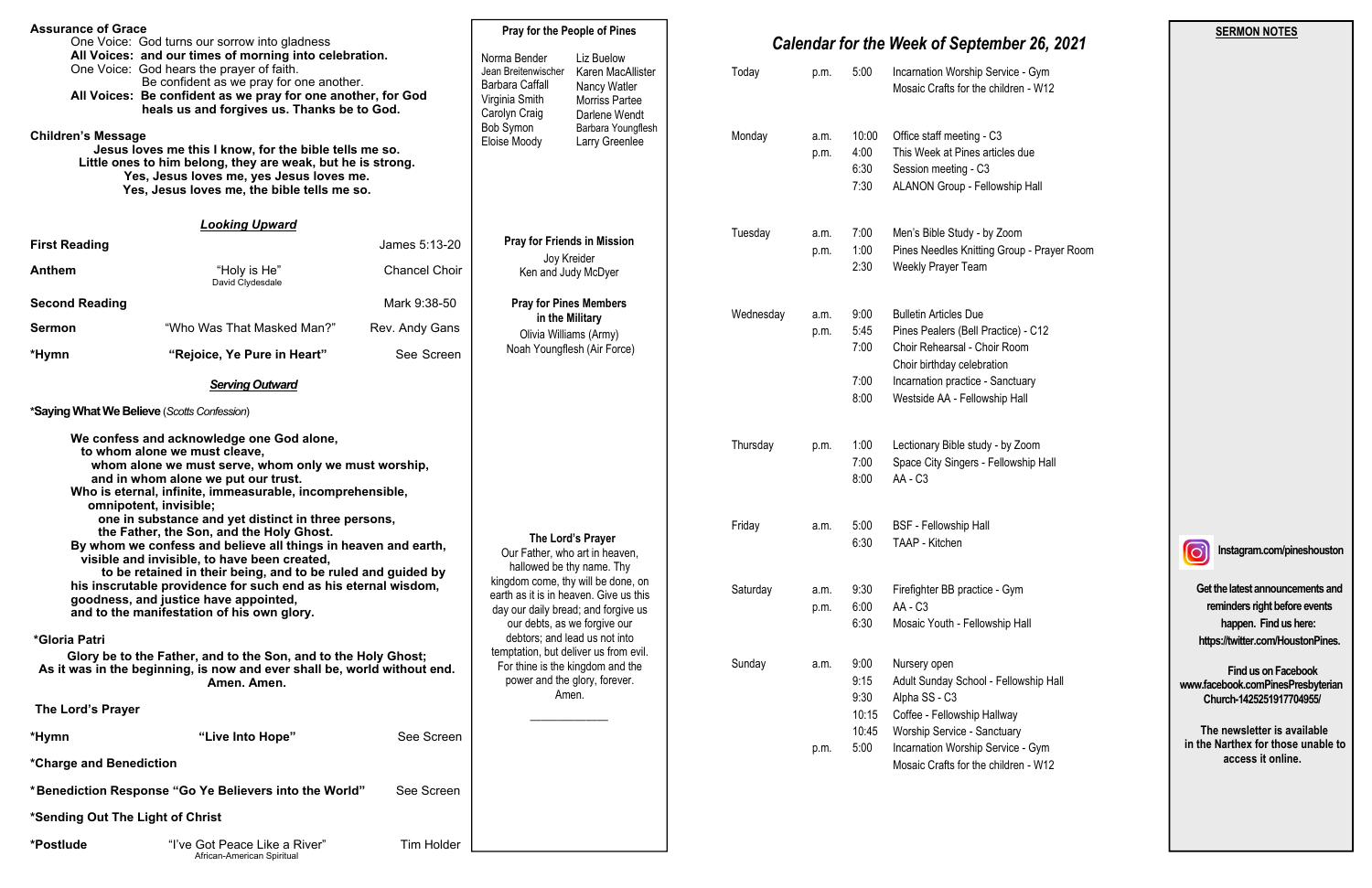**Assurance of Grace**

One Voice: God turns our sorrow into gladness
**All Voices: and our times of morning into celebration.**
One Voice: God hears the prayer of faith.
Be confident as we pray for one another.
**All Voices: Be confident as we pray for one another, for God heals us and forgives us. Thanks be to God.**

**Children's Message**

**Jesus loves me this I know, for the bible tells me so.**
**Little ones to him belong, they are weak, but he is strong.**
**Yes, Jesus loves me, yes Jesus loves me.**
**Yes, Jesus loves me, the bible tells me so.**

***Looking Upward***

| | | |
|---|---|---|
| **First Reading** | | James 5:13-20 |
| **Anthem** | "Holy is He" David Clydesdale | Chancel Choir |
| **Second Reading** | | Mark 9:38-50 |
| **Sermon** | "Who Was That Masked Man?" | Rev. Andy Gans |
| ***Hymn** | **"Rejoice, Ye Pure in Heart"** | See Screen |

***Serving Outward***

***Saying What We Believe** (*Scotts Confession*)

**We confess and acknowledge one God alone,**
**to whom alone we must cleave,**
**whom alone we must serve, whom only we must worship,**
**and in whom alone we put our trust.**
**Who is eternal, infinite, immeasurable, incomprehensible,**
**omnipotent, invisible;**
**one in substance and yet distinct in three persons,**
**the Father, the Son, and the Holy Ghost.**
**By whom we confess and believe all things in heaven and earth,**
**visible and invisible, to have been created,**
**to be retained in their being, and to be ruled and guided by**
**his inscrutable providence for such end as his eternal wisdom,**
**goodness, and justice have appointed,**
**and to the manifestation of his own glory.**

***Gloria Patri**

**Glory be to the Father, and to the Son, and to the Holy Ghost;**
**As it was in the beginning, is now and ever shall be, world without end.**
**Amen. Amen.**

**The Lord's Prayer**

| | | |
|---|---|---|
| ***Hymn** | **"Live Into Hope"** | See Screen |
| ***Charge and Benediction** | | |
| ***Benediction Response "Go Ye Believers into the World"** | | See Screen |
| ***Sending Out The Light of Christ** | | |
| ***Postlude** | "I've Got Peace Like a River" African-American Spiritual | Tim Holder |

**Pray for the People of Pines**

Norma Bender
Jean Breitenwischer
Barbara Caffall
Virginia Smith
Carolyn Craig
Bob Symon
Eloise Moody
Liz Buelow
Karen MacAllister
Nancy Watler
Morriss Partee
Darlene Wendt
Barbara Youngflesh
Larry Greenlee

**Pray for Friends in Mission**

Joy Kreider
Ken and Judy McDyer

**Pray for Pines Members in the Military**

Olivia Williams (Army)
Noah Youngflesh (Air Force)

**The Lord's Prayer**

Our Father, who art in heaven, hallowed be thy name. Thy kingdom come, thy will be done, on earth as it is in heaven. Give us this day our daily bread; and forgive us our debts, as we forgive our debtors; and lead us not into temptation, but deliver us from evil. For thine is the kingdom and the power and the glory, forever. Amen.

## *Calendar for the Week of September 26, 2021*

| | | | |
|---|---|---|---|
| Today | p.m. | 5:00 | Incarnation Worship Service - Gym<br>Mosaic Crafts for the children - W12 |
| Monday | a.m. | 10:00 | Office staff meeting - C3 |
| | p.m. | 4:00 | This Week at Pines articles due |
| | | 6:30 | Session meeting - C3 |
| | | 7:30 | ALANON Group - Fellowship Hall |
| Tuesday | a.m. | 7:00 | Men's Bible Study - by Zoom |
| | p.m. | 1:00 | Pines Needles Knitting Group - Prayer Room |
| | | 2:30 | Weekly Prayer Team |
| Wednesday | a.m. | 9:00 | Bulletin Articles Due |
| | p.m. | 5:45 | Pines Pealers (Bell Practice) - C12 |
| | | 7:00 | Choir Rehearsal - Choir Room<br>Choir birthday celebration |
| | | 7:00 | Incarnation practice - Sanctuary |
| | | 8:00 | Westside AA - Fellowship Hall |
| Thursday | p.m. | 1:00 | Lectionary Bible study - by Zoom |
| | | 7:00 | Space City Singers - Fellowship Hall |
| | | 8:00 | AA - C3 |
| Friday | a.m. | 5:00 | BSF - Fellowship Hall |
| | | 6:30 | TAAP - Kitchen |
| Saturday | a.m. | 9:30 | Firefighter BB practice - Gym |
| | p.m. | 6:00 | AA - C3 |
| | | 6:30 | Mosaic Youth - Fellowship Hall |
| Sunday | a.m. | 9:00 | Nursery open |
| | | 9:15 | Adult Sunday School - Fellowship Hall |
| | | 9:30 | Alpha SS - C3 |
| | | 10:15 | Coffee - Fellowship Hallway |
| | | 10:45 | Worship Service - Sanctuary |
| | p.m. | 5:00 | Incarnation Worship Service - Gym<br>Mosaic Crafts for the children - W12 |

**SERMON NOTES**

**Instagram.com/pineshouston**

**Get the latest announcements and reminders right before events happen. Find us here: https://twitter.com/HoustonPines.**

**Find us on Facebook www.facebook.comPinesPresbyterian Church-1425251917704955/**

**The newsletter is available in the Narthex for those unable to access it online.**